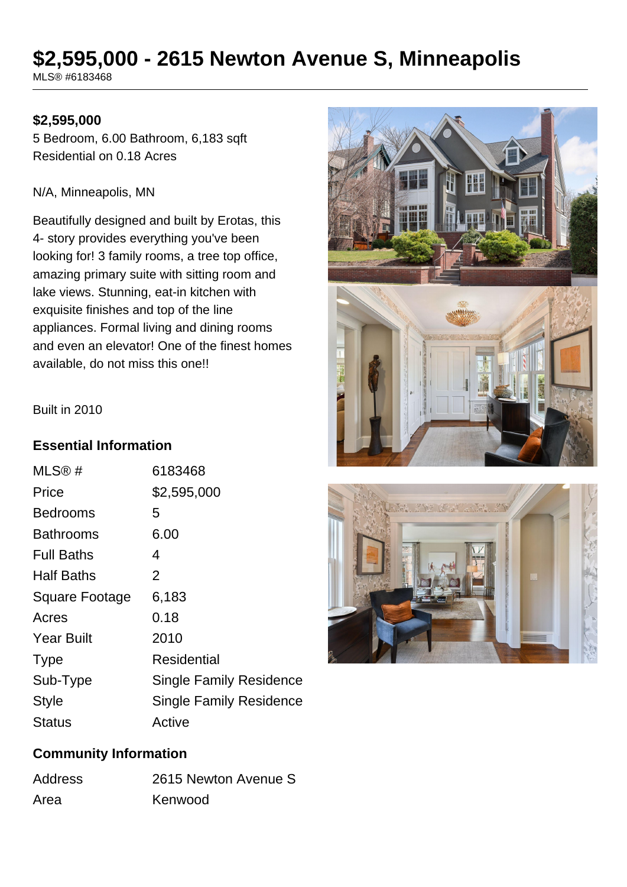# $2,595,000 - 2615 Newton Avenue S, Minneapolis

MLS® #6183468

**$2,595,000**

5 Bedroom, 6.00 Bathroom, 6,183 sqft
Residential on 0.18 Acres

N/A, Minneapolis, MN

Beautifully designed and built by Erotas, this 4- story provides everything you've been looking for! 3 family rooms, a tree top office, amazing primary suite with sitting room and lake views. Stunning, eat-in kitchen with exquisite finishes and top of the line appliances. Formal living and dining rooms and even an elevator! One of the finest homes available, do not miss this one!!

Built in 2010

## Essential Information

| | |
|---|---|
| MLS® # | 6183468 |
| Price | $2,595,000 |
| Bedrooms | 5 |
| Bathrooms | 6.00 |
| Full Baths | 4 |
| Half Baths | 2 |
| Square Footage | 6,183 |
| Acres | 0.18 |
| Year Built | 2010 |
| Type | Residential |
| Sub-Type | Single Family Residence |
| Style | Single Family Residence |
| Status | Active |

## Community Information

| | |
|---|---|
| Address | 2615 Newton Avenue S |
| Area | Kenwood |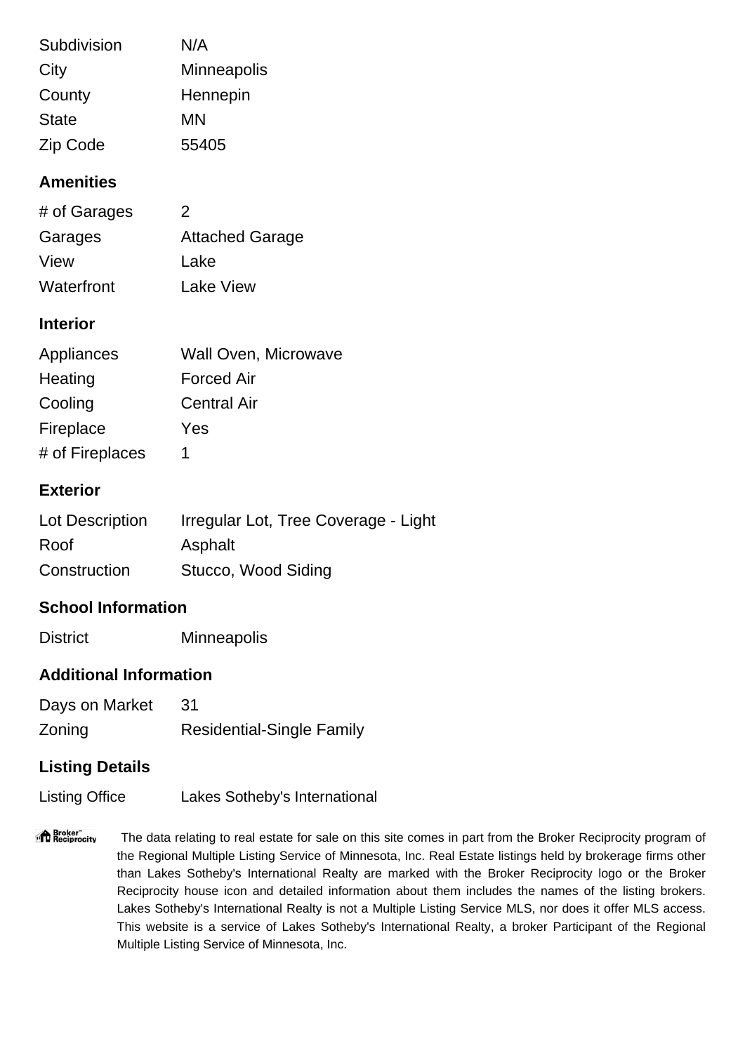| | |
|---|---|
| Subdivision | N/A |
| City | Minneapolis |
| County | Hennepin |
| State | MN |
| Zip Code | 55405 |

## Amenities

| | |
|---|---|
| # of Garages | 2 |
| Garages | Attached Garage |
| View | Lake |
| Waterfront | Lake View |

## Interior

| | |
|---|---|
| Appliances | Wall Oven, Microwave |
| Heating | Forced Air |
| Cooling | Central Air |
| Fireplace | Yes |
| # of Fireplaces | 1 |

## Exterior

| | |
|---|---|
| Lot Description | Irregular Lot, Tree Coverage - Light |
| Roof | Asphalt |
| Construction | Stucco, Wood Siding |

## School Information

| | |
|---|---|
| District | Minneapolis |

## Additional Information

| | |
|---|---|
| Days on Market | 31 |
| Zoning | Residential-Single Family |

## Listing Details

| | |
|---|---|
| Listing Office | Lakes Sotheby's International |

Broker Reciprocity

The data relating to real estate for sale on this site comes in part from the Broker Reciprocity program of the Regional Multiple Listing Service of Minnesota, Inc. Real Estate listings held by brokerage firms other than Lakes Sotheby's International Realty are marked with the Broker Reciprocity logo or the Broker Reciprocity house icon and detailed information about them includes the names of the listing brokers. Lakes Sotheby's International Realty is not a Multiple Listing Service MLS, nor does it offer MLS access. This website is a service of Lakes Sotheby's International Realty, a broker Participant of the Regional Multiple Listing Service of Minnesota, Inc.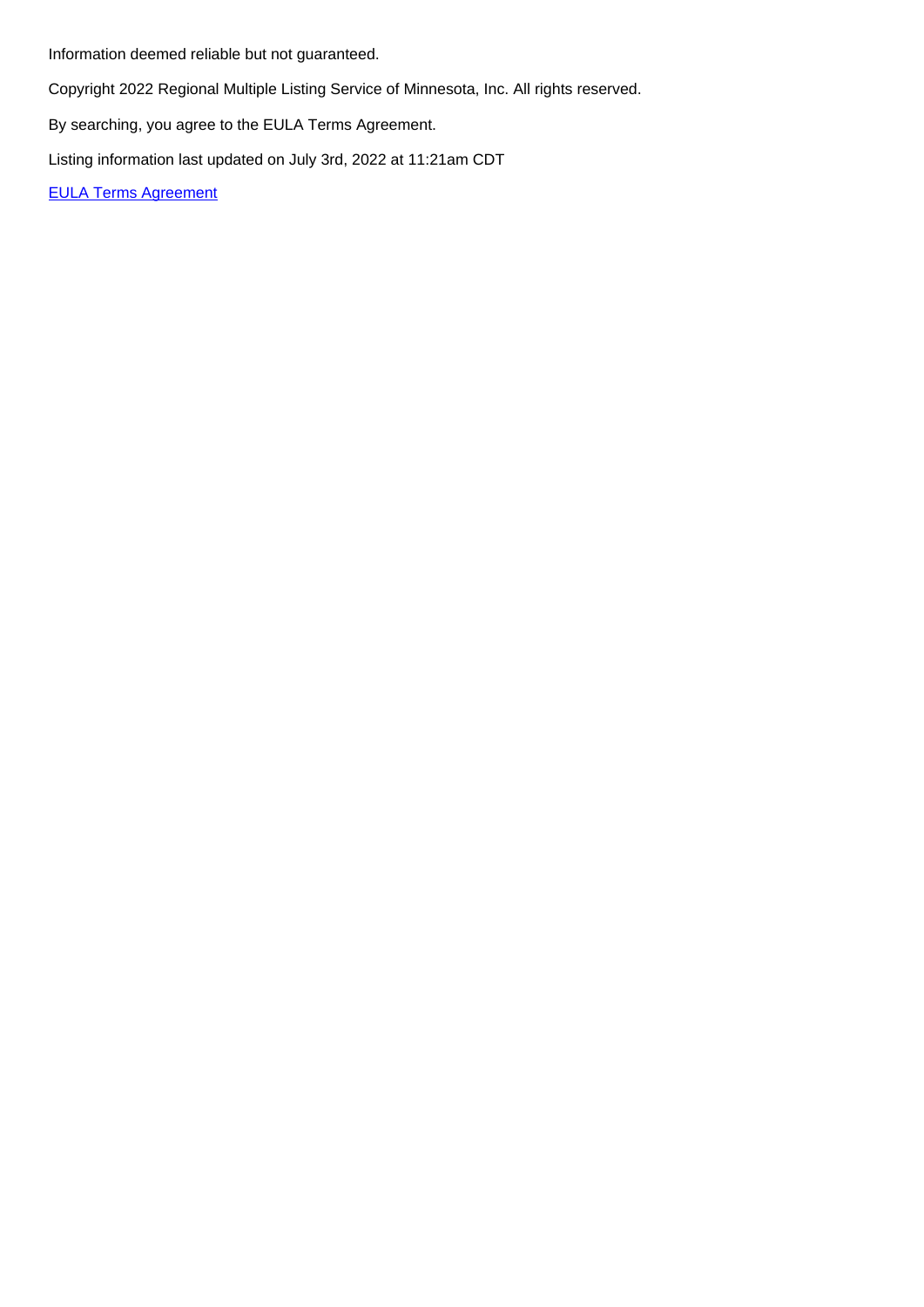Information deemed reliable but not guaranteed.

Copyright 2022 Regional Multiple Listing Service of Minnesota, Inc. All rights reserved.

By searching, you agree to the EULA Terms Agreement.

Listing information last updated on July 3rd, 2022 at 11:21am CDT

EULA Terms Agreement